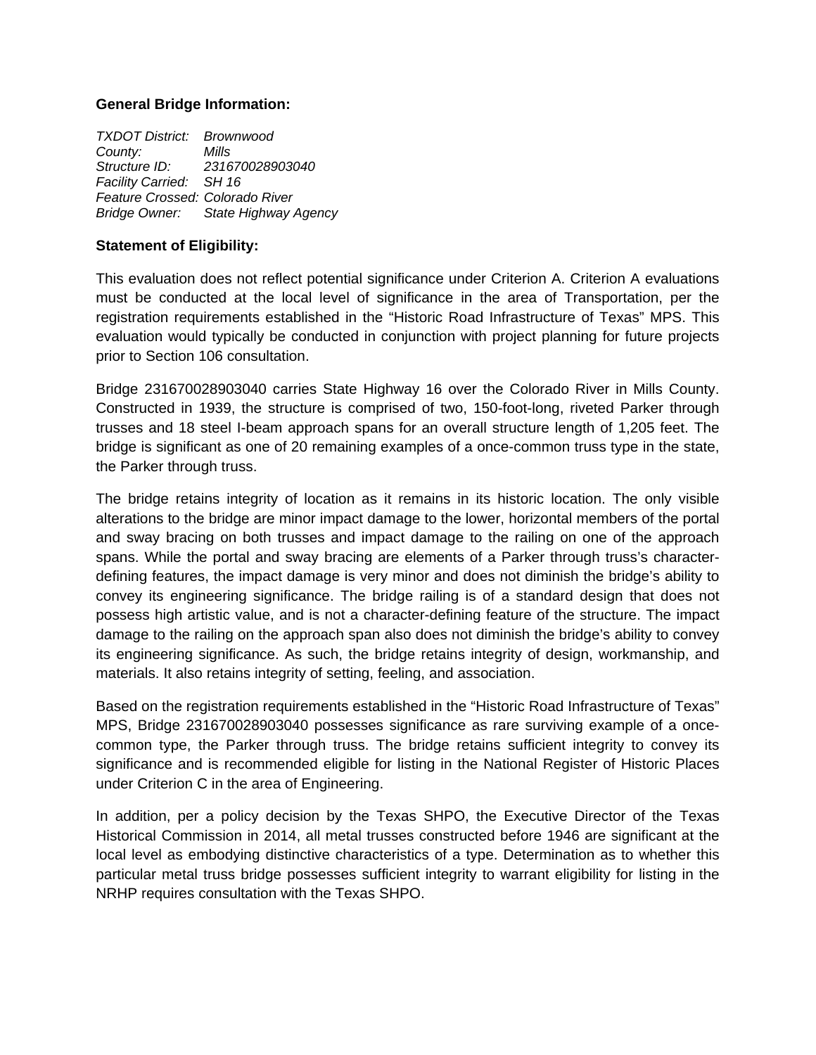**General Bridge Information:**

*TXDOT District:* *Brownwood*
*County:* *Mills*
*Structure ID:* *231670028903040*
*Facility Carried:* *SH 16*
*Feature Crossed:* *Colorado River*
*Bridge Owner:* *State Highway Agency*

**Statement of Eligibility:**

This evaluation does not reflect potential significance under Criterion A. Criterion A evaluations must be conducted at the local level of significance in the area of Transportation, per the registration requirements established in the "Historic Road Infrastructure of Texas" MPS. This evaluation would typically be conducted in conjunction with project planning for future projects prior to Section 106 consultation.

Bridge 231670028903040 carries State Highway 16 over the Colorado River in Mills County. Constructed in 1939, the structure is comprised of two, 150-foot-long, riveted Parker through trusses and 18 steel I-beam approach spans for an overall structure length of 1,205 feet. The bridge is significant as one of 20 remaining examples of a once-common truss type in the state, the Parker through truss.

The bridge retains integrity of location as it remains in its historic location. The only visible alterations to the bridge are minor impact damage to the lower, horizontal members of the portal and sway bracing on both trusses and impact damage to the railing on one of the approach spans. While the portal and sway bracing are elements of a Parker through truss's character-defining features, the impact damage is very minor and does not diminish the bridge's ability to convey its engineering significance. The bridge railing is of a standard design that does not possess high artistic value, and is not a character-defining feature of the structure. The impact damage to the railing on the approach span also does not diminish the bridge's ability to convey its engineering significance. As such, the bridge retains integrity of design, workmanship, and materials. It also retains integrity of setting, feeling, and association.

Based on the registration requirements established in the "Historic Road Infrastructure of Texas" MPS, Bridge 231670028903040 possesses significance as rare surviving example of a once-common type, the Parker through truss. The bridge retains sufficient integrity to convey its significance and is recommended eligible for listing in the National Register of Historic Places under Criterion C in the area of Engineering.

In addition, per a policy decision by the Texas SHPO, the Executive Director of the Texas Historical Commission in 2014, all metal trusses constructed before 1946 are significant at the local level as embodying distinctive characteristics of a type. Determination as to whether this particular metal truss bridge possesses sufficient integrity to warrant eligibility for listing in the NRHP requires consultation with the Texas SHPO.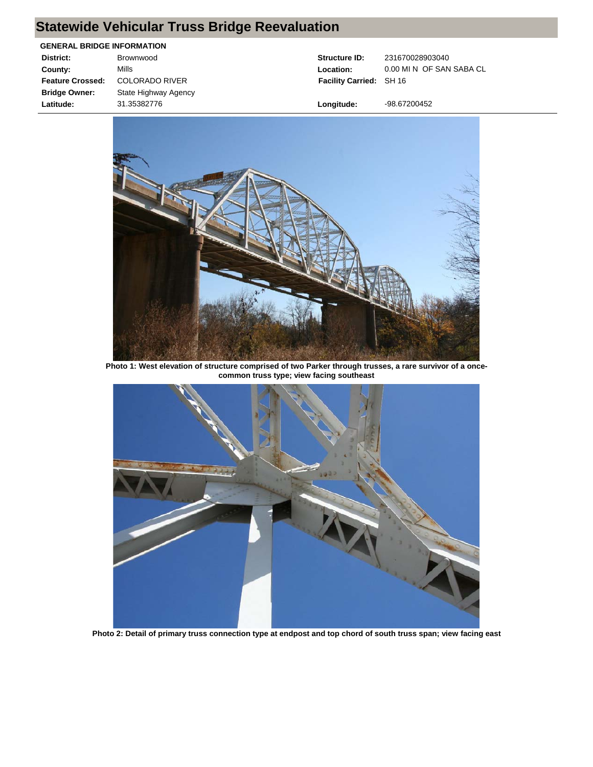# Statewide Vehicular Truss Bridge Reevaluation

**GENERAL BRIDGE INFORMATION**

| | | | |
|---|---|---|---|
| **District:** | Brownwood | **Structure ID:** | 231670028903040 |
| **County:** | Mills | **Location:** | 0.00 MI N OF SAN SABA CL |
| **Feature Crossed:** | COLORADO RIVER | **Facility Carried:** | SH 16 |
| **Bridge Owner:** | State Highway Agency | | |
| **Latitude:** | 31.35382776 | **Longitude:** | -98.67200452 |

**Photo 1: West elevation of structure comprised of two Parker through trusses, a rare survivor of a once-common truss type; view facing southeast**

**Photo 2: Detail of primary truss connection type at endpost and top chord of south truss span; view facing east**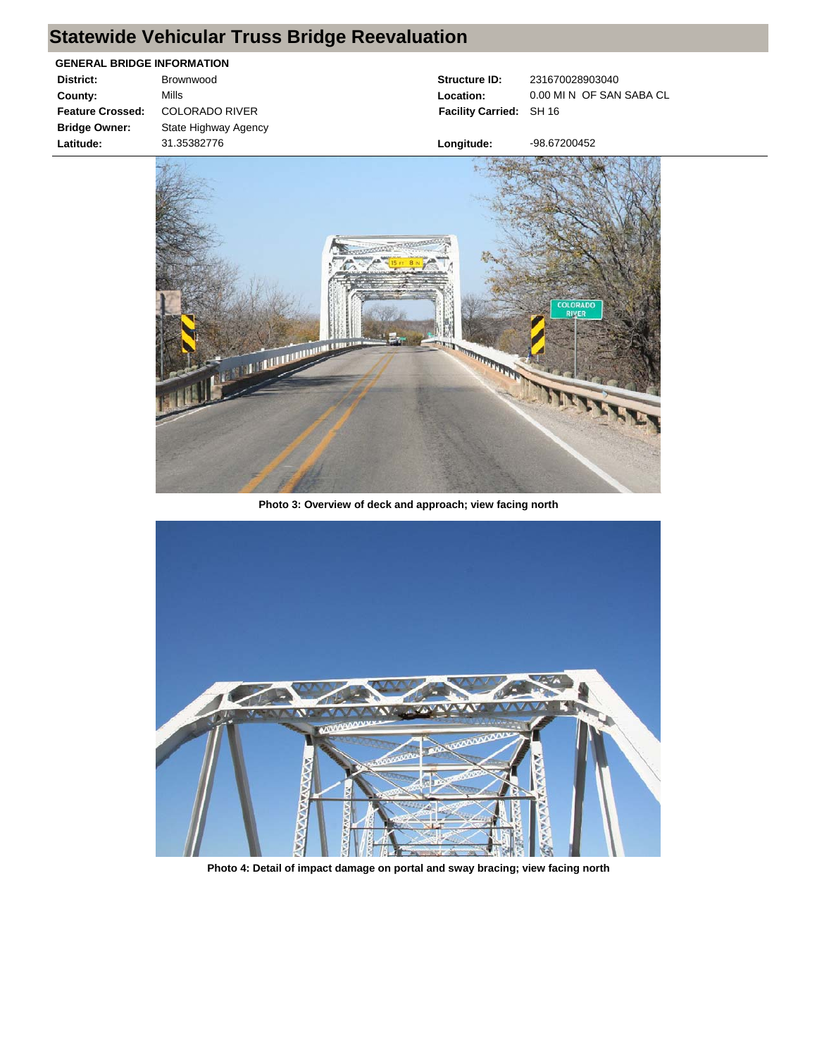# Statewide Vehicular Truss Bridge Reevaluation

**GENERAL BRIDGE INFORMATION**

| | | | |
|---|---|---|---|
| **District:** | Brownwood | **Structure ID:** | 231670028903040 |
| **County:** | Mills | **Location:** | 0.00 MI N OF SAN SABA CL |
| **Feature Crossed:** | COLORADO RIVER | **Facility Carried:** | SH 16 |
| **Bridge Owner:** | State Highway Agency | | |
| **Latitude:** | 31.35382776 | **Longitude:** | -98.67200452 |

**Photo 3: Overview of deck and approach; view facing north**

**Photo 4: Detail of impact damage on portal and sway bracing; view facing north**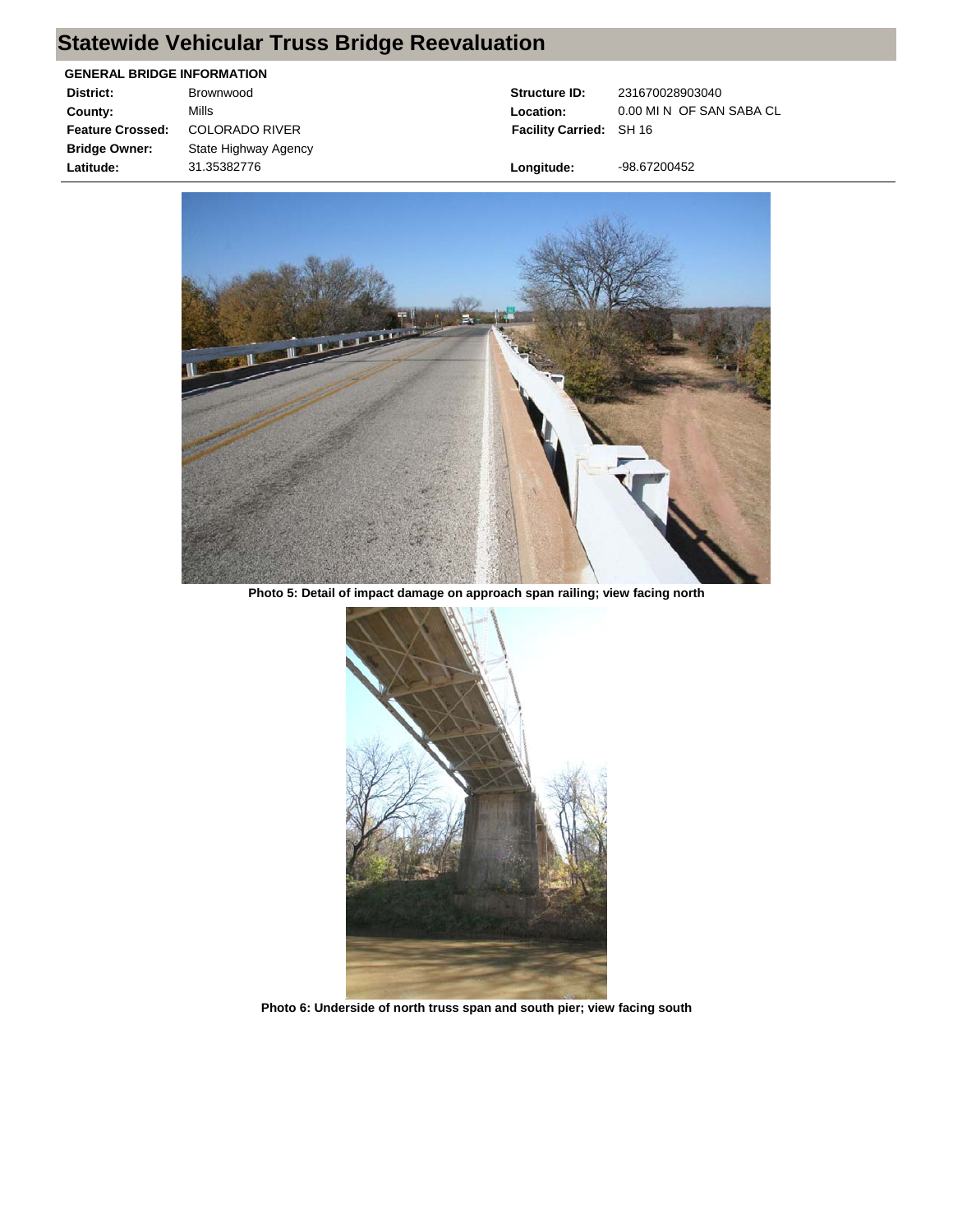# Statewide Vehicular Truss Bridge Reevaluation

**GENERAL BRIDGE INFORMATION**

| | | | |
|---|---|---|---|
| **District:** | Brownwood | **Structure ID:** | 231670028903040 |
| **County:** | Mills | **Location:** | 0.00 MI N OF SAN SABA CL |
| **Feature Crossed:** | COLORADO RIVER | **Facility Carried:** | SH 16 |
| **Bridge Owner:** | State Highway Agency | | |
| **Latitude:** | 31.35382776 | **Longitude:** | -98.67200452 |

**Photo 5: Detail of impact damage on approach span railing; view facing north**

**Photo 6: Underside of north truss span and south pier; view facing south**